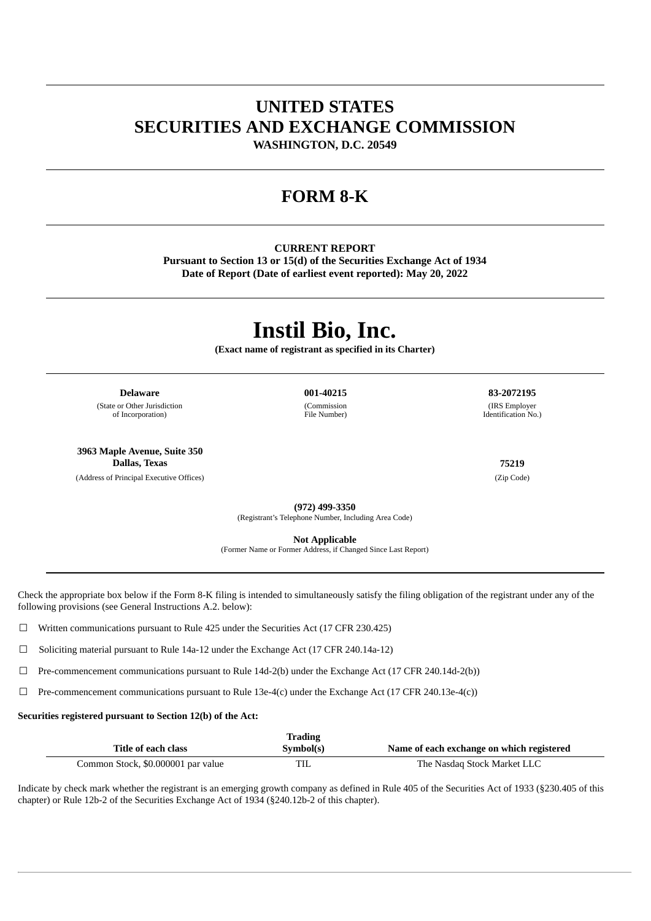# UNITED STATES
# SECURITIES AND EXCHANGE COMMISSION

**WASHINGTON, D.C. 20549**

# FORM 8-K

**CURRENT REPORT**
**Pursuant to Section 13 or 15(d) of the Securities Exchange Act of 1934**
**Date of Report (Date of earliest event reported): May 20, 2022**

# Instil Bio, Inc.

**(Exact name of registrant as specified in its Charter)**

| **Delaware** | **001-40215** | **83-2072195** |
|---|---|---|
| (State or Other Jurisdiction of Incorporation) | (Commission File Number) | (IRS Employer Identification No.) |

| **3963 Maple Avenue, Suite 350 Dallas, Texas** | **75219** |
|---|---|
| (Address of Principal Executive Offices) | (Zip Code) |

**(972) 499-3350**
(Registrant's Telephone Number, Including Area Code)

**Not Applicable**
(Former Name or Former Address, if Changed Since Last Report)

Check the appropriate box below if the Form 8-K filing is intended to simultaneously satisfy the filing obligation of the registrant under any of the following provisions (see General Instructions A.2. below):

☐ Written communications pursuant to Rule 425 under the Securities Act (17 CFR 230.425)

☐ Soliciting material pursuant to Rule 14a-12 under the Exchange Act (17 CFR 240.14a-12)

☐ Pre-commencement communications pursuant to Rule 14d-2(b) under the Exchange Act (17 CFR 240.14d-2(b))

☐ Pre-commencement communications pursuant to Rule 13e-4(c) under the Exchange Act (17 CFR 240.13e-4(c))

**Securities registered pursuant to Section 12(b) of the Act:**

| Title of each class | Trading Symbol(s) | Name of each exchange on which registered |
|---|---|---|
| Common Stock, $0.000001 par value | TIL | The Nasdaq Stock Market LLC |

Indicate by check mark whether the registrant is an emerging growth company as defined in Rule 405 of the Securities Act of 1933 (§230.405 of this chapter) or Rule 12b-2 of the Securities Exchange Act of 1934 (§240.12b-2 of this chapter).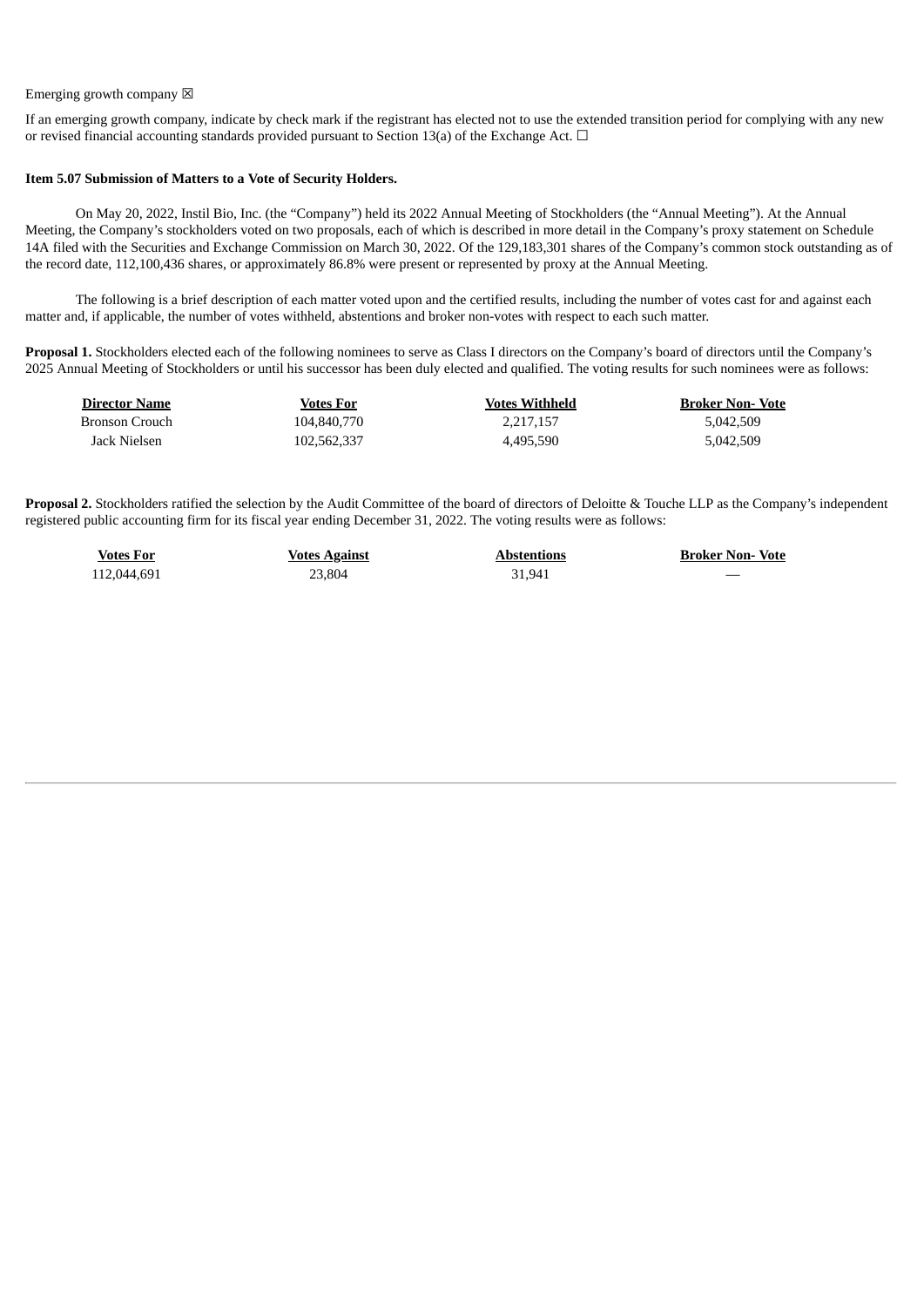Emerging growth company ☒

If an emerging growth company, indicate by check mark if the registrant has elected not to use the extended transition period for complying with any new or revised financial accounting standards provided pursuant to Section 13(a) of the Exchange Act. ☐

**Item 5.07 Submission of Matters to a Vote of Security Holders.**

On May 20, 2022, Instil Bio, Inc. (the "Company") held its 2022 Annual Meeting of Stockholders (the "Annual Meeting"). At the Annual Meeting, the Company's stockholders voted on two proposals, each of which is described in more detail in the Company's proxy statement on Schedule 14A filed with the Securities and Exchange Commission on March 30, 2022. Of the 129,183,301 shares of the Company's common stock outstanding as of the record date, 112,100,436 shares, or approximately 86.8% were present or represented by proxy at the Annual Meeting.

The following is a brief description of each matter voted upon and the certified results, including the number of votes cast for and against each matter and, if applicable, the number of votes withheld, abstentions and broker non-votes with respect to each such matter.

**Proposal 1.** Stockholders elected each of the following nominees to serve as Class I directors on the Company's board of directors until the Company's 2025 Annual Meeting of Stockholders or until his successor has been duly elected and qualified. The voting results for such nominees were as follows:

| Director Name | Votes For | Votes Withheld | Broker Non- Vote |
|---|---|---|---|
| Bronson Crouch | 104,840,770 | 2,217,157 | 5,042,509 |
| Jack Nielsen | 102,562,337 | 4,495,590 | 5,042,509 |

**Proposal 2.** Stockholders ratified the selection by the Audit Committee of the board of directors of Deloitte & Touche LLP as the Company's independent registered public accounting firm for its fiscal year ending December 31, 2022. The voting results were as follows:

| Votes For | Votes Against | Abstentions | Broker Non- Vote |
|---|---|---|---|
| 112,044,691 | 23,804 | 31,941 | — |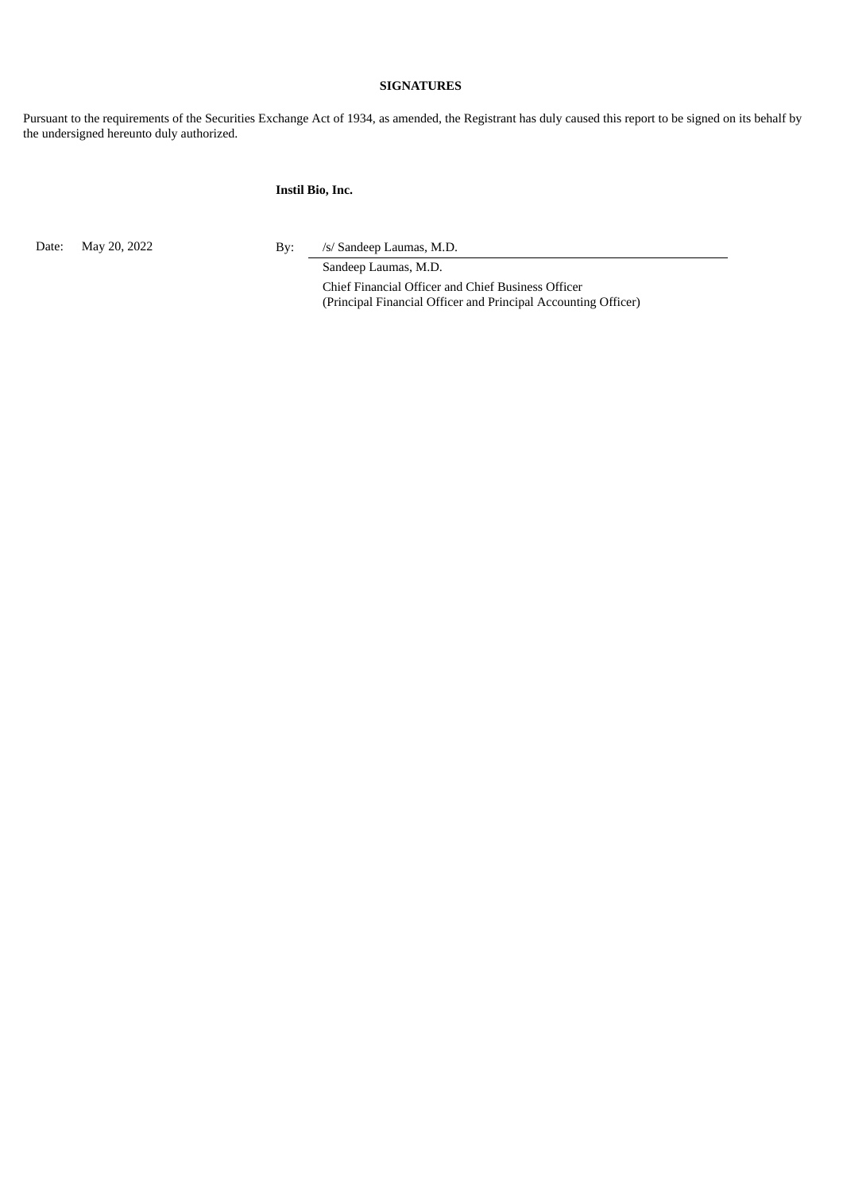**SIGNATURES**

Pursuant to the requirements of the Securities Exchange Act of 1934, as amended, the Registrant has duly caused this report to be signed on its behalf by the undersigned hereunto duly authorized.

**Instil Bio, Inc.**

| | | | |
|---|---|---|---|
| Date: | May 20, 2022 | By: | /s/ Sandeep Laumas, M.D. |
| | | | Sandeep Laumas, M.D. |
| | | | Chief Financial Officer and Chief Business Officer (Principal Financial Officer and Principal Accounting Officer) |